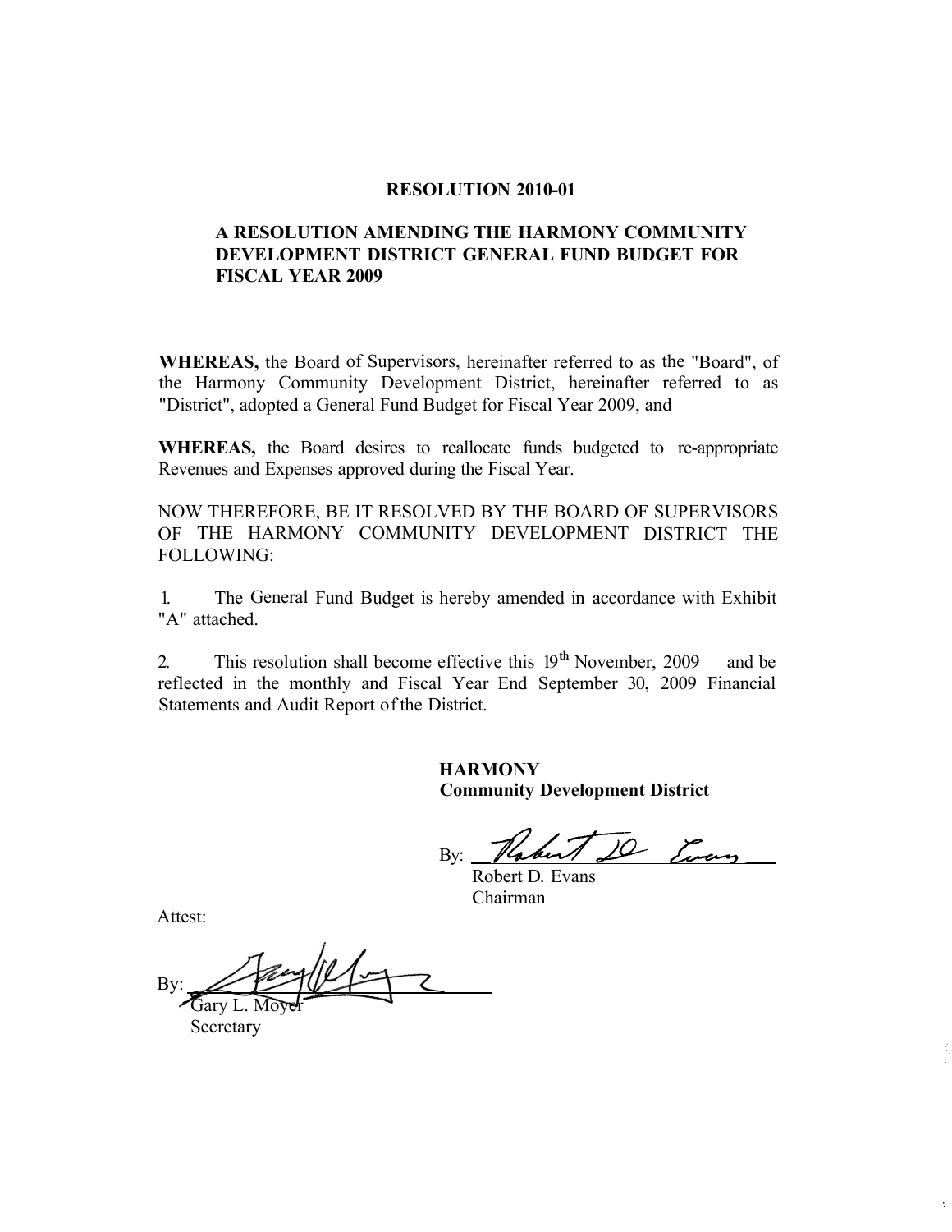# RESOLUTION 2010-01

## A RESOLUTION AMENDING THE HARMONY COMMUNITY DEVELOPMENT DISTRICT GENERAL FUND BUDGET FOR FISCAL YEAR 2009

**WHEREAS,** the Board of Supervisors, hereinafter referred to as the "Board", of the Harmony Community Development District, hereinafter referred to as "District", adopted a General Fund Budget for Fiscal Year 2009, and

**WHEREAS,** the Board desires to reallocate funds budgeted to re-appropriate Revenues and Expenses approved during the Fiscal Year.

NOW THEREFORE, BE IT RESOLVED BY THE BOARD OF SUPERVISORS OF THE HARMONY COMMUNITY DEVELOPMENT DISTRICT THE FOLLOWING:

1. The General Fund Budget is hereby amended in accordance with Exhibit "A" attached.

2. This resolution shall become effective this 19th November, 2009 and be reflected in the monthly and Fiscal Year End September 30, 2009 Financial Statements and Audit Report of the District.

**HARMONY**
**Community Development District**

By: ______________________
Robert D. Evans
Chairman

Attest:

By: ______________________
Gary L. Moyer
Secretary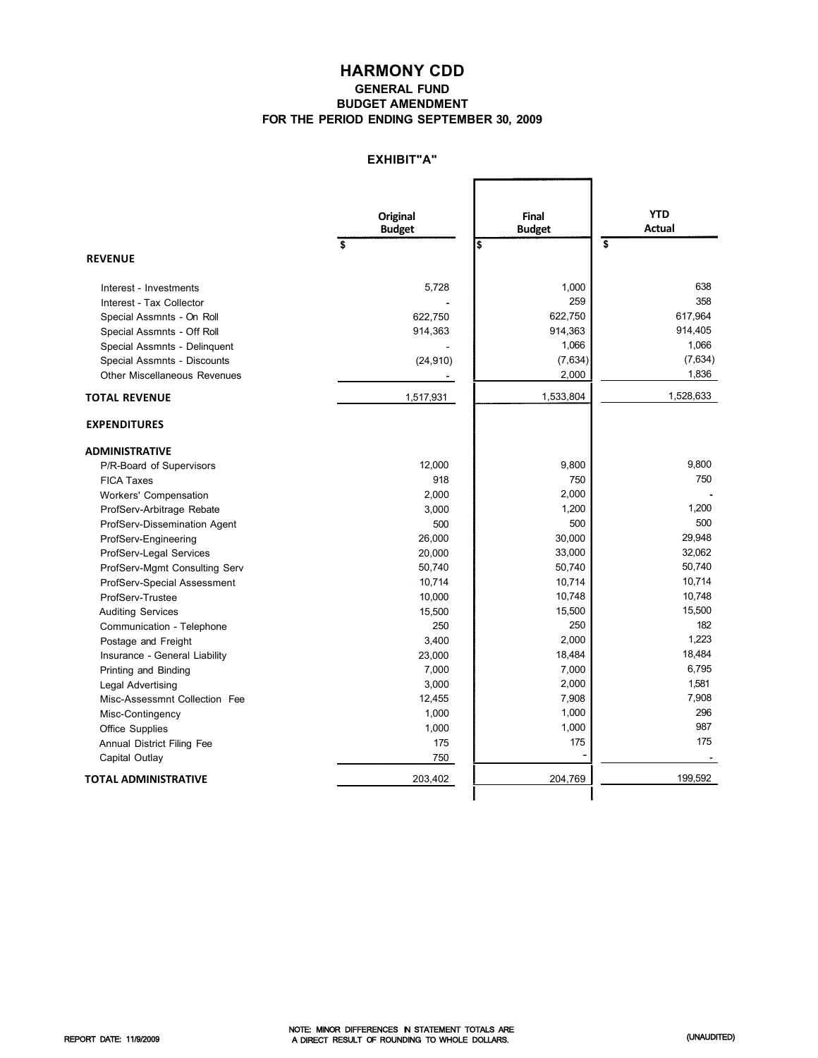# HARMONY CDD

## GENERAL FUND
## BUDGET AMENDMENT
## FOR THE PERIOD ENDING SEPTEMBER 30, 2009

### EXHIBIT"A"

| | Original Budget | Final Budget | YTD Actual |
|---|---|---|---|
| | $ | $ | $ |
| **REVENUE** | | | |
| Interest - Investments | 5,728 | 1,000 | 638 |
| Interest - Tax Collector | - | 259 | 358 |
| Special Assmnts - On Roll | 622,750 | 622,750 | 617,964 |
| Special Assmnts - Off Roll | 914,363 | 914,363 | 914,405 |
| Special Assmnts - Delinquent | - | 1,066 | 1,066 |
| Special Assmnts - Discounts | (24,910) | (7,634) | (7,634) |
| Other Miscellaneous Revenues | - | 2,000 | 1,836 |
| **TOTAL REVENUE** | 1,517,931 | 1,533,804 | 1,528,633 |
| **EXPENDITURES** | | | |
| **ADMINISTRATIVE** | | | |
| P/R-Board of Supervisors | 12,000 | 9,800 | 9,800 |
| FICA Taxes | 918 | 750 | 750 |
| Workers' Compensation | 2,000 | 2,000 | - |
| ProfServ-Arbitrage Rebate | 3,000 | 1,200 | 1,200 |
| ProfServ-Dissemination Agent | 500 | 500 | 500 |
| ProfServ-Engineering | 26,000 | 30,000 | 29,948 |
| ProfServ-Legal Services | 20,000 | 33,000 | 32,062 |
| ProfServ-Mgmt Consulting Serv | 50,740 | 50,740 | 50,740 |
| ProfServ-Special Assessment | 10,714 | 10,714 | 10,714 |
| ProfServ-Trustee | 10,000 | 10,748 | 10,748 |
| Auditing Services | 15,500 | 15,500 | 15,500 |
| Communication - Telephone | 250 | 250 | 182 |
| Postage and Freight | 3,400 | 2,000 | 1,223 |
| Insurance - General Liability | 23,000 | 18,484 | 18,484 |
| Printing and Binding | 7,000 | 7,000 | 6,795 |
| Legal Advertising | 3,000 | 2,000 | 1,581 |
| Misc-Assessmnt Collection Fee | 12,455 | 7,908 | 7,908 |
| Misc-Contingency | 1,000 | 1,000 | 296 |
| Office Supplies | 1,000 | 1,000 | 987 |
| Annual District Filing Fee | 175 | 175 | 175 |
| Capital Outlay | 750 | - | - |
| **TOTAL ADMINISTRATIVE** | 203,402 | 204,769 | 199,592 |

REPORT DATE: 11/9/2009

NOTE: MINOR DIFFERENCES IN STATEMENT TOTALS ARE A DIRECT RESULT OF ROUNDING TO WHOLE DOLLARS.

(UNAUDITED)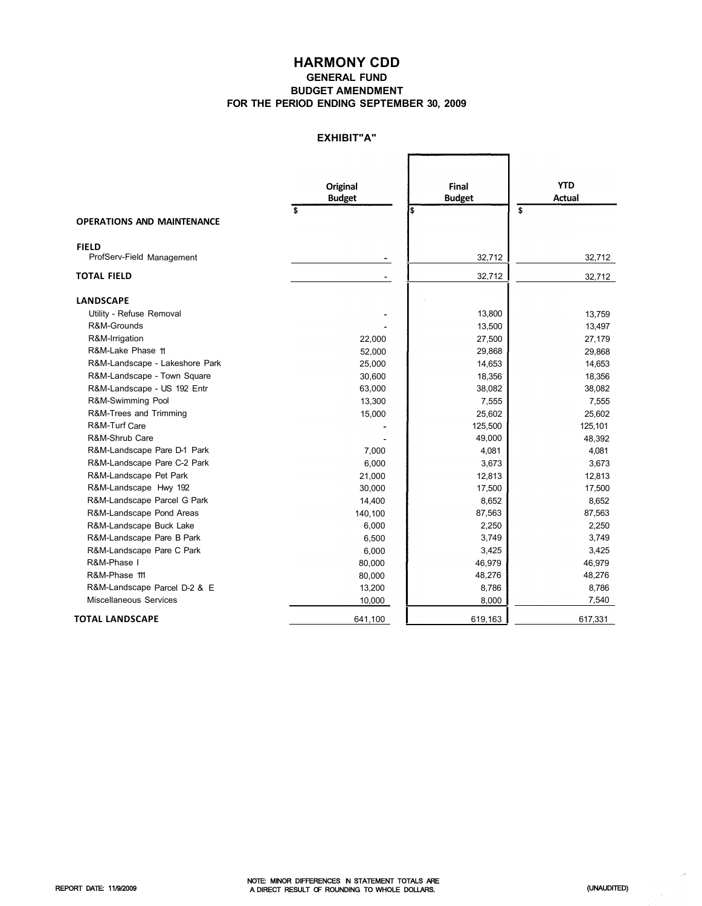# HARMONY CDD

## GENERAL FUND

## BUDGET AMENDMENT

## FOR THE PERIOD ENDING SEPTEMBER 30, 2009

### EXHIBIT"A"

| | Original Budget | Final Budget | YTD Actual |
|---|---|---|---|
| | $ | $ | $ |
| **OPERATIONS AND MAINTENANCE** | | | |
| **FIELD** | | | |
| ProfServ-Field Management | - | 32,712 | 32,712 |
| **TOTAL FIELD** | - | 32,712 | 32,712 |
| **LANDSCAPE** | | | |
| Utility - Refuse Removal | - | 13,800 | 13,759 |
| R&M-Grounds | - | 13,500 | 13,497 |
| R&M-Irrigation | 22,000 | 27,500 | 27,179 |
| R&M-Lake Phase 11 | 52,000 | 29,868 | 29,868 |
| R&M-Landscape - Lakeshore Park | 25,000 | 14,653 | 14,653 |
| R&M-Landscape - Town Square | 30,600 | 18,356 | 18,356 |
| R&M-Landscape - US 192 Entr | 63,000 | 38,082 | 38,082 |
| R&M-Swimming Pool | 13,300 | 7,555 | 7,555 |
| R&M-Trees and Trimming | 15,000 | 25,602 | 25,602 |
| R&M-Turf Care | - | 125,500 | 125,101 |
| R&M-Shrub Care | - | 49,000 | 48,392 |
| R&M-Landscape Pare D-1 Park | 7,000 | 4,081 | 4,081 |
| R&M-Landscape Pare C-2 Park | 6,000 | 3,673 | 3,673 |
| R&M-Landscape Pet Park | 21,000 | 12,813 | 12,813 |
| R&M-Landscape Hwy 192 | 30,000 | 17,500 | 17,500 |
| R&M-Landscape Parcel G Park | 14,400 | 8,652 | 8,652 |
| R&M-Landscape Pond Areas | 140,100 | 87,563 | 87,563 |
| R&M-Landscape Buck Lake | 6,000 | 2,250 | 2,250 |
| R&M-Landscape Pare B Park | 6,500 | 3,749 | 3,749 |
| R&M-Landscape Pare C Park | 6,000 | 3,425 | 3,425 |
| R&M-Phase I | 80,000 | 46,979 | 46,979 |
| R&M-Phase 111 | 80,000 | 48,276 | 48,276 |
| R&M-Landscape Parcel D-2 & E | 13,200 | 8,786 | 8,786 |
| Miscellaneous Services | 10,000 | 8,000 | 7,540 |
| **TOTAL LANDSCAPE** | 641,100 | 619,163 | 617,331 |

REPORT DATE: 11/9/2009

NOTE: MINOR DIFFERENCES N STATEMENT TOTALS ARE A DIRECT RESULT OF ROUNDING TO WHOLE DOLLARS.

(UNAUDITED)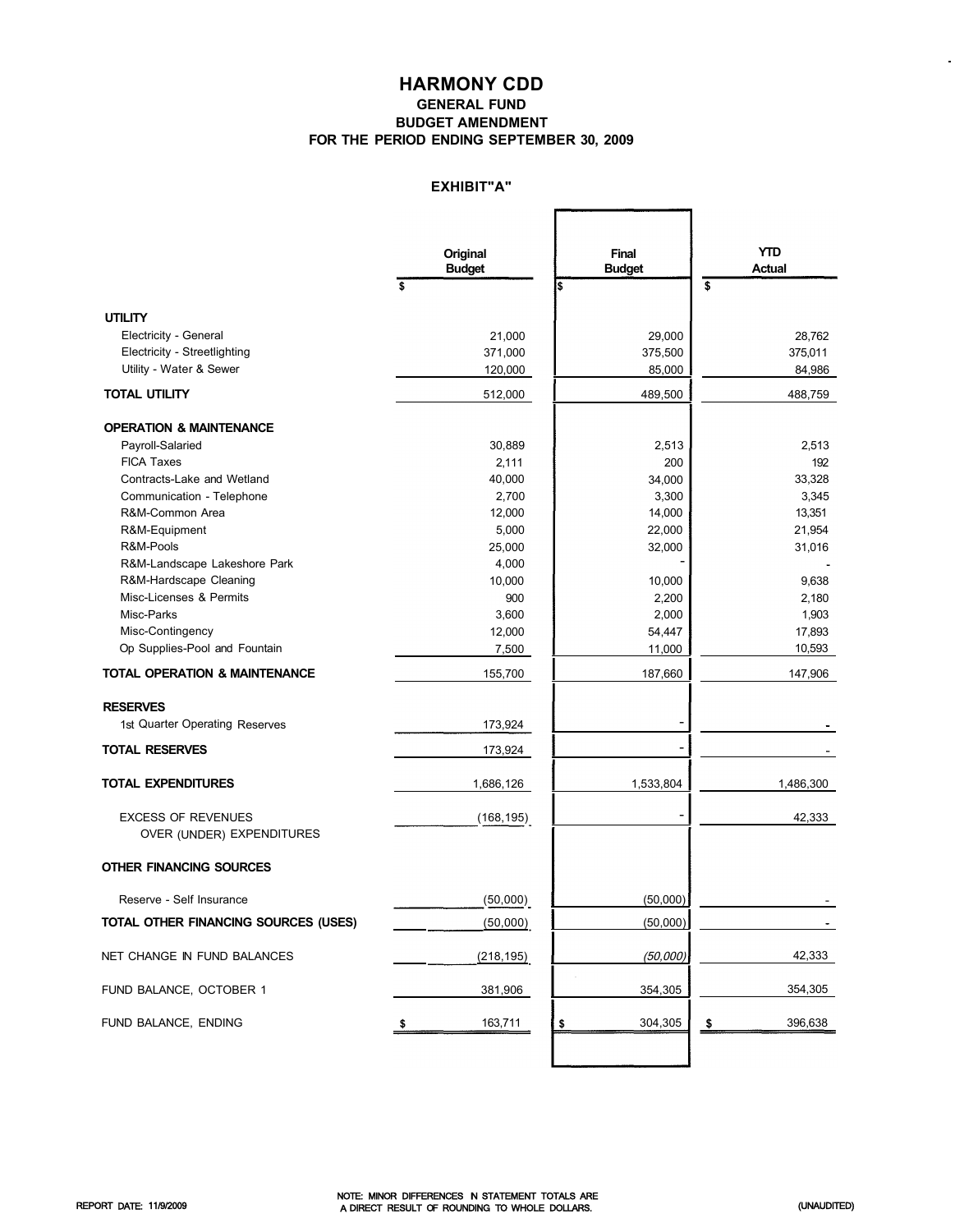# HARMONY CDD

## GENERAL FUND

## BUDGET AMENDMENT

## FOR THE PERIOD ENDING SEPTEMBER 30, 2009

### EXHIBIT"A"

| | Original Budget | Final Budget | YTD Actual |
|---|---|---|---|
| | $ | $ | $ |
| **UTILITY** | | | |
| Electricity - General | 21,000 | 29,000 | 28,762 |
| Electricity - Streetlighting | 371,000 | 375,500 | 375,011 |
| Utility - Water & Sewer | 120,000 | 85,000 | 84,986 |
| **TOTAL UTILITY** | 512,000 | 489,500 | 488,759 |
| **OPERATION & MAINTENANCE** | | | |
| Payroll-Salaried | 30,889 | 2,513 | 2,513 |
| FICA Taxes | 2,111 | 200 | 192 |
| Contracts-Lake and Wetland | 40,000 | 34,000 | 33,328 |
| Communication - Telephone | 2,700 | 3,300 | 3,345 |
| R&M-Common Area | 12,000 | 14,000 | 13,351 |
| R&M-Equipment | 5,000 | 22,000 | 21,954 |
| R&M-Pools | 25,000 | 32,000 | 31,016 |
| R&M-Landscape Lakeshore Park | 4,000 | - | - |
| R&M-Hardscape Cleaning | 10,000 | 10,000 | 9,638 |
| Misc-Licenses & Permits | 900 | 2,200 | 2,180 |
| Misc-Parks | 3,600 | 2,000 | 1,903 |
| Misc-Contingency | 12,000 | 54,447 | 17,893 |
| Op Supplies-Pool and Fountain | 7,500 | 11,000 | 10,593 |
| **TOTAL OPERATION & MAINTENANCE** | 155,700 | 187,660 | 147,906 |
| **RESERVES** | | | |
| 1st Quarter Operating Reserves | 173,924 | - | - |
| **TOTAL RESERVES** | 173,924 | - | - |
| **TOTAL EXPENDITURES** | 1,686,126 | 1,533,804 | 1,486,300 |
| EXCESS OF REVENUES OVER (UNDER) EXPENDITURES | (168,195) | - | 42,333 |
| **OTHER FINANCING SOURCES** | | | |
| Reserve - Self Insurance | (50,000) | (50,000) | - |
| **TOTAL OTHER FINANCING SOURCES (USES)** | (50,000) | (50,000) | - |
| NET CHANGE IN FUND BALANCES | (218,195) | *(50,000)* | 42,333 |
| FUND BALANCE, OCTOBER 1 | 381,906 | 354,305 | 354,305 |
| FUND BALANCE, ENDING | $ 163,711 | $ 304,305 | $ 396,638 |

REPORT DATE: 11/9/2009

NOTE: MINOR DIFFERENCES IN STATEMENT TOTALS ARE A DIRECT RESULT OF ROUNDING TO WHOLE DOLLARS.

(UNAUDITED)